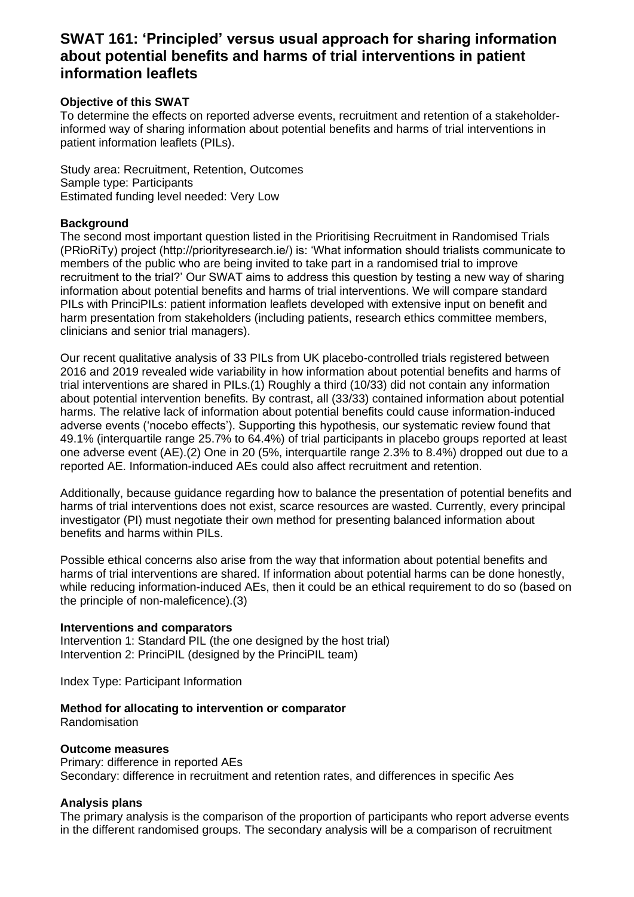# SWAT 161: 'Principled' versus usual approach for sharing information about potential benefits and harms of trial interventions in patient information leaflets

**Objective of this SWAT**

To determine the effects on reported adverse events, recruitment and retention of a stakeholder-informed way of sharing information about potential benefits and harms of trial interventions in patient information leaflets (PILs).

Study area: Recruitment, Retention, Outcomes
Sample type: Participants
Estimated funding level needed: Very Low

**Background**

The second most important question listed in the Prioritising Recruitment in Randomised Trials (PRioRiTy) project (http://priorityresearch.ie/) is: 'What information should trialists communicate to members of the public who are being invited to take part in a randomised trial to improve recruitment to the trial?' Our SWAT aims to address this question by testing a new way of sharing information about potential benefits and harms of trial interventions. We will compare standard PILs with PrinciPILs: patient information leaflets developed with extensive input on benefit and harm presentation from stakeholders (including patients, research ethics committee members, clinicians and senior trial managers).

Our recent qualitative analysis of 33 PILs from UK placebo-controlled trials registered between 2016 and 2019 revealed wide variability in how information about potential benefits and harms of trial interventions are shared in PILs.(1) Roughly a third (10/33) did not contain any information about potential intervention benefits. By contrast, all (33/33) contained information about potential harms. The relative lack of information about potential benefits could cause information-induced adverse events ('nocebo effects'). Supporting this hypothesis, our systematic review found that 49.1% (interquartile range 25.7% to 64.4%) of trial participants in placebo groups reported at least one adverse event (AE).(2) One in 20 (5%, interquartile range 2.3% to 8.4%) dropped out due to a reported AE. Information-induced AEs could also affect recruitment and retention.

Additionally, because guidance regarding how to balance the presentation of potential benefits and harms of trial interventions does not exist, scarce resources are wasted. Currently, every principal investigator (PI) must negotiate their own method for presenting balanced information about benefits and harms within PILs.

Possible ethical concerns also arise from the way that information about potential benefits and harms of trial interventions are shared. If information about potential harms can be done honestly, while reducing information-induced AEs, then it could be an ethical requirement to do so (based on the principle of non-maleficence).(3)

**Interventions and comparators**

Intervention 1: Standard PIL (the one designed by the host trial)
Intervention 2: PrinciPIL (designed by the PrinciPIL team)

Index Type: Participant Information

**Method for allocating to intervention or comparator**

Randomisation

**Outcome measures**

Primary: difference in reported AEs
Secondary: difference in recruitment and retention rates, and differences in specific Aes

**Analysis plans**

The primary analysis is the comparison of the proportion of participants who report adverse events in the different randomised groups. The secondary analysis will be a comparison of recruitment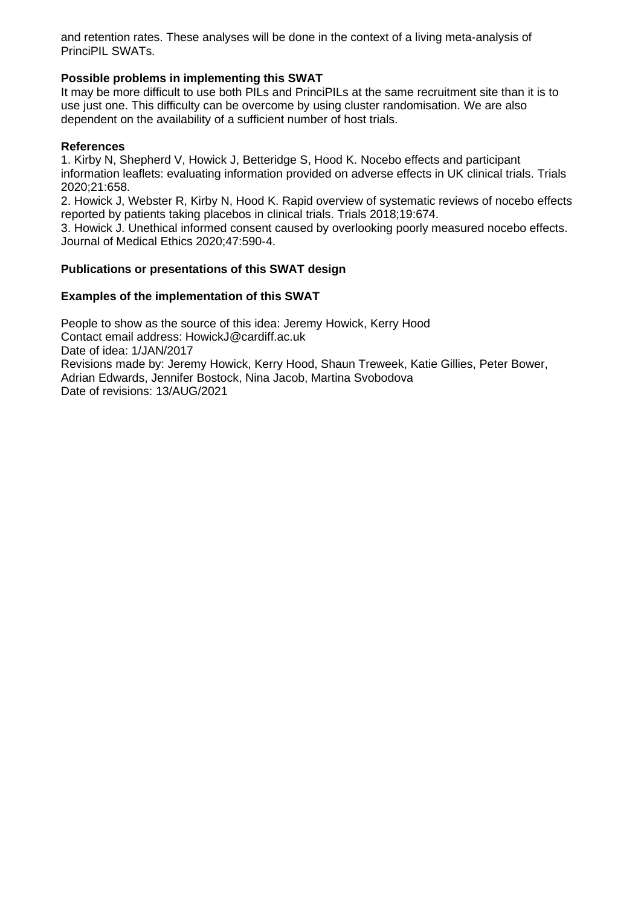and retention rates. These analyses will be done in the context of a living meta-analysis of PrinciPIL SWATs.

**Possible problems in implementing this SWAT**

It may be more difficult to use both PILs and PrinciPILs at the same recruitment site than it is to use just one. This difficulty can be overcome by using cluster randomisation. We are also dependent on the availability of a sufficient number of host trials.

**References**

1. Kirby N, Shepherd V, Howick J, Betteridge S, Hood K. Nocebo effects and participant information leaflets: evaluating information provided on adverse effects in UK clinical trials. Trials 2020;21:658.
2. Howick J, Webster R, Kirby N, Hood K. Rapid overview of systematic reviews of nocebo effects reported by patients taking placebos in clinical trials. Trials 2018;19:674.
3. Howick J. Unethical informed consent caused by overlooking poorly measured nocebo effects. Journal of Medical Ethics 2020;47:590-4.

**Publications or presentations of this SWAT design**

**Examples of the implementation of this SWAT**

People to show as the source of this idea: Jeremy Howick, Kerry Hood
Contact email address: HowickJ@cardiff.ac.uk
Date of idea: 1/JAN/2017
Revisions made by: Jeremy Howick, Kerry Hood, Shaun Treweek, Katie Gillies, Peter Bower, Adrian Edwards, Jennifer Bostock, Nina Jacob, Martina Svobodova
Date of revisions: 13/AUG/2021